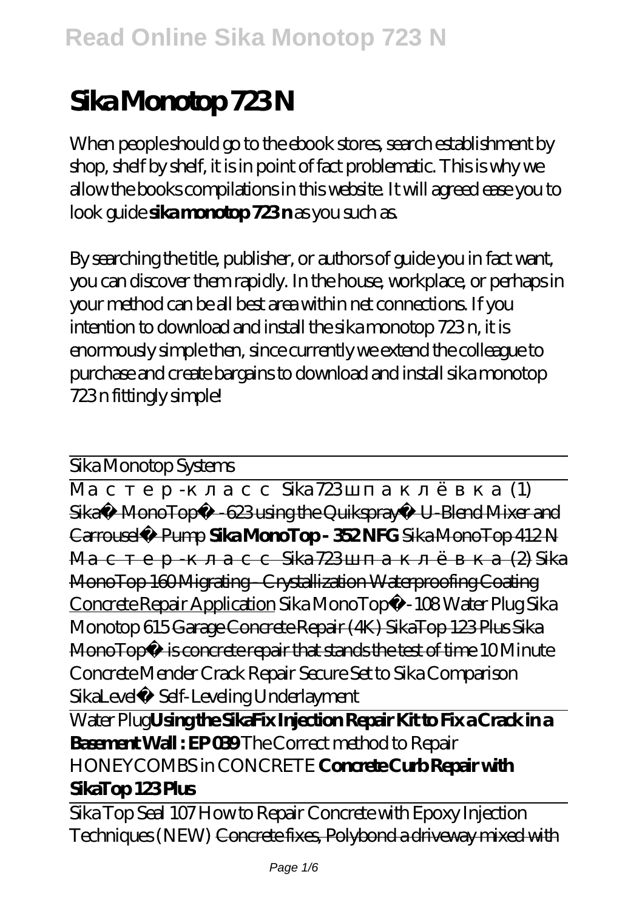# Sika Monotop 723 N

When people should go to the ebook stores, search establishment by shop, shelf by shelf, it is in point of fact problematic. This is why we allow the books compilations in this website. It will agreed ease you to look guide **sika monotop 723 n** as you such as.

By searching the title, publisher, or authors of guide you in fact want, you can discover them rapidly. In the house, workplace, or perhaps in your method can be all best area within net connections. If you intention to download and install the sika monotop 723 n, it is enormously simple then, since currently we extend the colleague to purchase and create bargains to download and install sika monotop 723 n fittingly simple!

Sika Monotop Systems

Мастер-класс Sika 723 шпаклёвка (1)

~~Sika® MonoTop® -623 using the Quikspray® U-Blend Mixer and Carrousel® Pump~~ **Sika MonoTop - 352 NFG** ~~Sika MonoTop 412 N~~ ~~Мастер-класс Sika 723 шпаклёвка (2)~~ ~~Sika MonoTop 160 Migrating - Crystallization Waterproofing Coating~~ Concrete Repair Application *Sika MonoTop®-108 Water Plug* *Sika Monotop 615* ~~Garage Concrete Repair (4K)~~ ~~SikaTop 123 Plus~~ ~~Sika MonoTop® is concrete repair that stands the test of time~~ *10 Minute Concrete Mender Crack Repair* *Secure Set to Sika Comparison* *SikaLevel® Self-Leveling Underlayment*

Water Plug **Using the SikaFix Injection Repair Kit to Fix a Crack in a Basement Wall : EP 039** *The Correct method to Repair HONEYCOMBS in CONCRETE* **Concrete Curb Repair with SikaTop 123 Plus**

Sika Top Seal 107 *How to Repair Concrete with Epoxy Injection Techniques (NEW)* ~~Concrete fixes, Polybond a driveway mixed with~~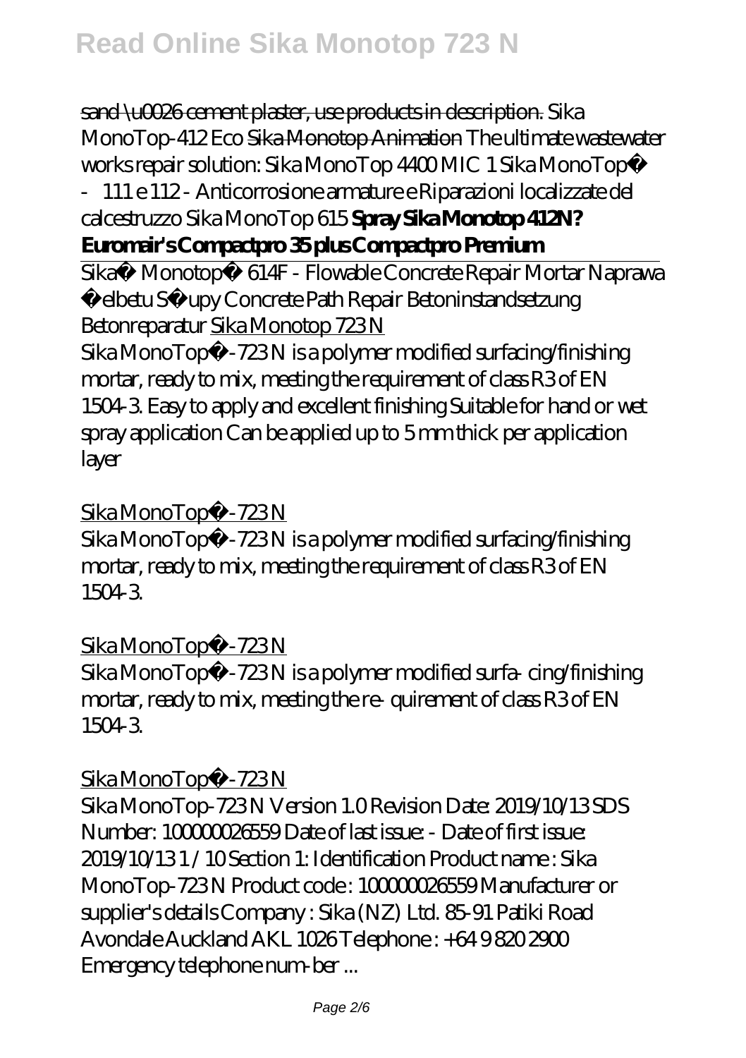sand \u0026 cement plaster, use products in description. *Sika MonoTop-412 Eco* Sika Monotop Animation *The ultimate wastewater works repair solution: Sika MonoTop 4400 MIC 1 Sika MonoTop® - 111 e 112 - Anticorrosione armature e Riparazioni localizzate del calcestruzzo Sika MonoTop 615* **Spray Sika Monotop 412N? Euromair's Compactpro 35 plus Compactpro Premium**

Sika® Monotop® 614F - Flowable Concrete Repair Mortar *Naprawa Żelbetu Słupy Concrete Path Repair Betoninstandsetzung Betonreparatur* Sika Monotop 723 N

Sika MonoTop®-723 N is a polymer modified surfacing/finishing mortar, ready to mix, meeting the requirement of class R3 of EN 1504-3. Easy to apply and excellent finishing Suitable for hand or wet spray application Can be applied up to 5 mm thick per application layer

Sika MonoTop®-723 N

Sika MonoTop®-723 N is a polymer modified surfacing/finishing mortar, ready to mix, meeting the requirement of class R3 of EN 1504-3.

Sika MonoTop®-723 N

Sika MonoTop®-723 N is a polymer modified surfa- cing/finishing mortar, ready to mix, meeting the re- quirement of class R3 of EN 1504-3.

Sika MonoTop®-723 N

Sika MonoTop-723 N Version 1.0 Revision Date: 2019/10/13 SDS Number: 100000026559 Date of last issue: - Date of first issue: 2019/10/13 1 / 10 Section 1: Identification Product name : Sika MonoTop-723 N Product code : 100000026559 Manufacturer or supplier's details Company : Sika (NZ) Ltd. 85-91 Patiki Road Avondale Auckland AKL 1026 Telephone : +64 9 820 2900 Emergency telephone num-ber ...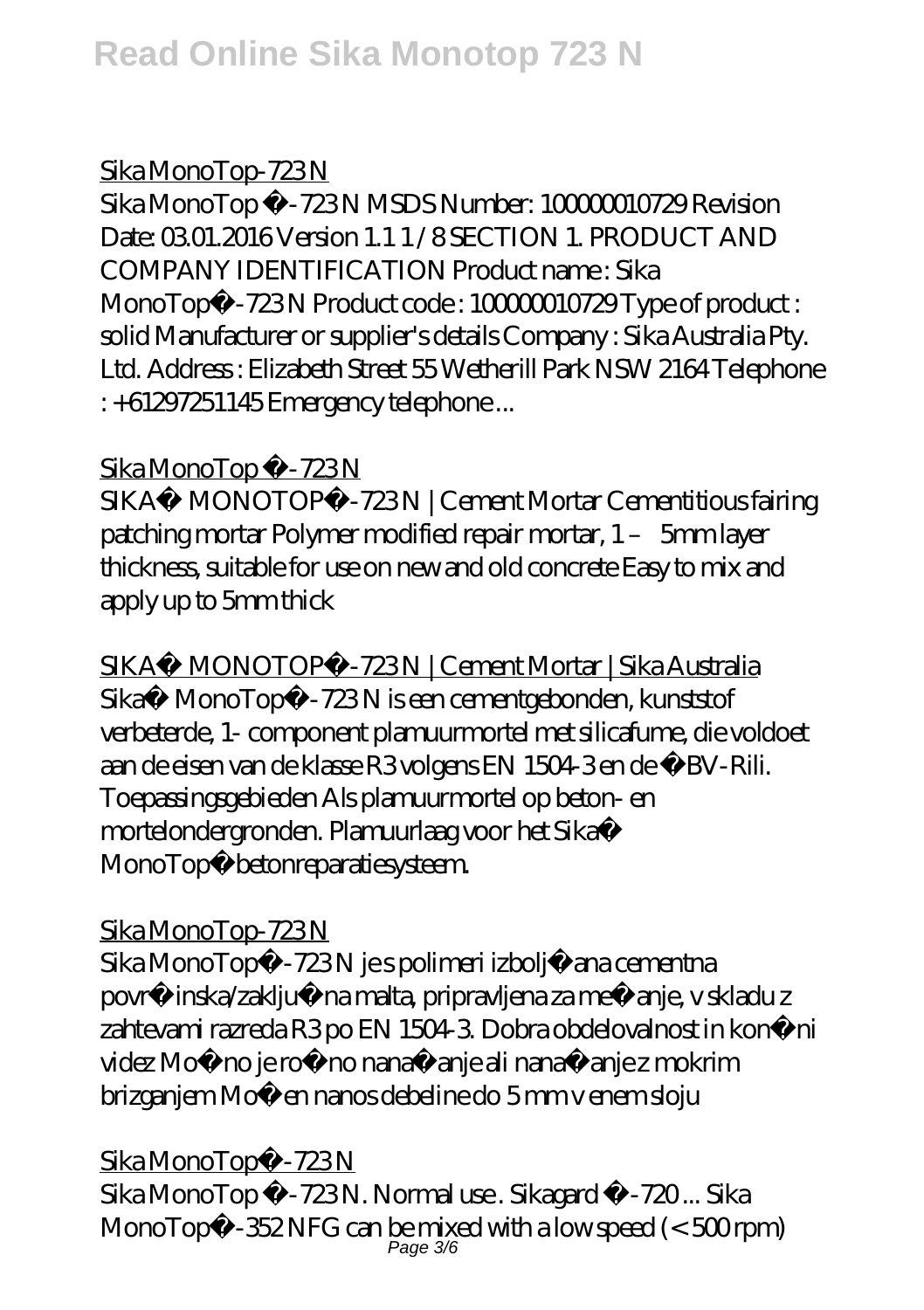## Sika MonoTop-723 N

Sika MonoTop ®-723 N MSDS Number: 100000010729 Revision Date: 03.01.2016 Version 1.1 1 / 8 SECTION 1. PRODUCT AND COMPANY IDENTIFICATION Product name : Sika MonoTop®-723 N Product code : 100000010729 Type of product : solid Manufacturer or supplier's details Company : Sika Australia Pty. Ltd. Address : Elizabeth Street 55 Wetherill Park NSW 2164 Telephone : +61297251145 Emergency telephone ...

## Sika MonoTop ®-723 N

SIKA® MONOTOP®-723 N | Cement Mortar Cementitious fairing patching mortar Polymer modified repair mortar, 1 – 5mm layer thickness, suitable for use on new and old concrete Easy to mix and apply up to 5mm thick

## SIKA® MONOTOP®-723 N | Cement Mortar | Sika Australia

Sika® MonoTop®-723 N is een cementgebonden, kunststof verbeterde, 1- component plamuurmortel met silicafume, die voldoet aan de eisen van de klasse R3 volgens EN 1504-3 en de ÖBV-Rili. Toepassingsgebieden Als plamuurmortel op beton- en mortelondergronden. Plamuurlaag voor het Sika® MonoTop® betonreparatiesysteem.

## Sika MonoTop-723 N

Sika MonoTop®-723 N je s polimeri izboljšana cementna površinska/zaključna malta, pripravljena za mešanje, v skladu z zahtevami razreda R3 po EN 1504-3. Dobra obdelovalnost in končni videz Možno je ročno nanašanje ali nanašanje z mokrim brizganjem Možen nanos debeline do 5 mm v enem sloju

## Sika MonoTop®-723 N

Sika MonoTop ®-723 N. Normal use . Sikagard ®-720 ... Sika MonoTop®-352 NFG can be mixed with a low speed (< 500 rpm)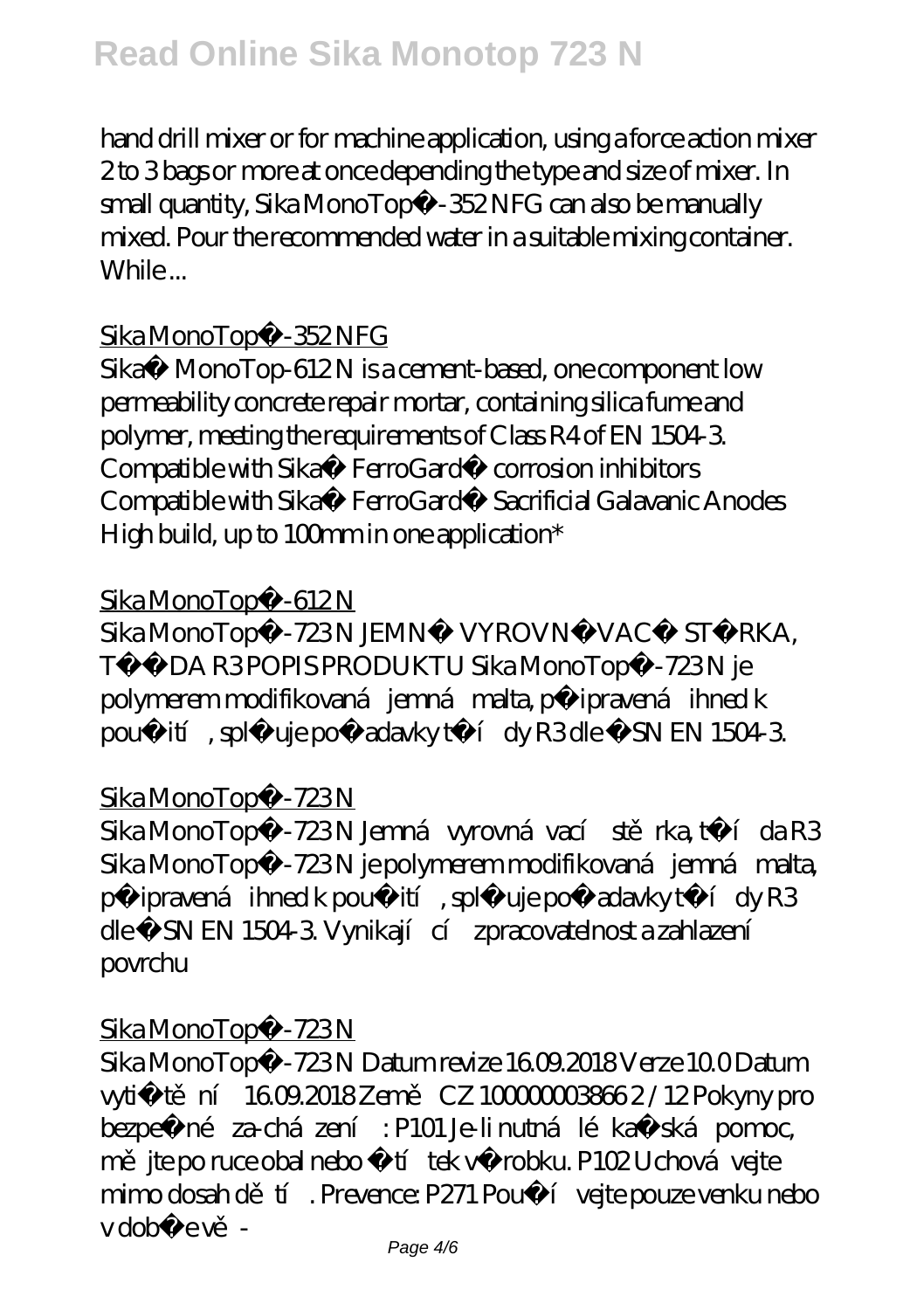hand drill mixer or for machine application, using a force action mixer 2 to 3 bags or more at once depending the type and size of mixer. In small quantity, Sika MonoTop®-352 NFG can also be manually mixed. Pour the recommended water in a suitable mixing container. While ...

Sika MonoTop®-352 NFG

Sika® MonoTop-612 N is a cement-based, one component low permeability concrete repair mortar, containing silica fume and polymer, meeting the requirements of Class R4 of EN 1504-3. Compatible with Sika® FerroGard® corrosion inhibitors Compatible with Sika® FerroGard® Sacrificial Galavanic Anodes High build, up to 100mm in one application*

Sika MonoTop®-612 N

Sika MonoTop®-723 N JEMNÁ VYROVNÁVACÍ STĚRKA, TŘÍDA R3 POPIS PRODUKTU Sika MonoTop®-723 N je polymerem modifikovaná jemná malta, připravená ihned k použití, splňuje požadavky třídy R3 dle ČSN EN 1504-3.

Sika MonoTop®-723 N

Sika MonoTop®-723 N Jemná vyrovnávací stěrka, třída R3 Sika MonoTop®-723 N je polymerem modifikovaná jemná malta, připravená ihned k použití, splňuje požadavky třídy R3 dle ČSN EN 1504-3. Vynikající zpracovatelnost a zahlazení povrchu

Sika MonoTop®-723 N

Sika MonoTop®-723 N Datum revize 16.09.2018 Verze 10.0 Datum vytištění 16.09.2018 Země CZ 000000003866 2 / 12 Pokyny pro bezpečné za-cházení : P101 Je-li nutná lékařská pomoc, mějte po ruce obal nebo štítek výrobku. P102 Uchovávejte mimo dosah dětí. Prevence: P271 Používejte pouze venku nebo v dobře vě-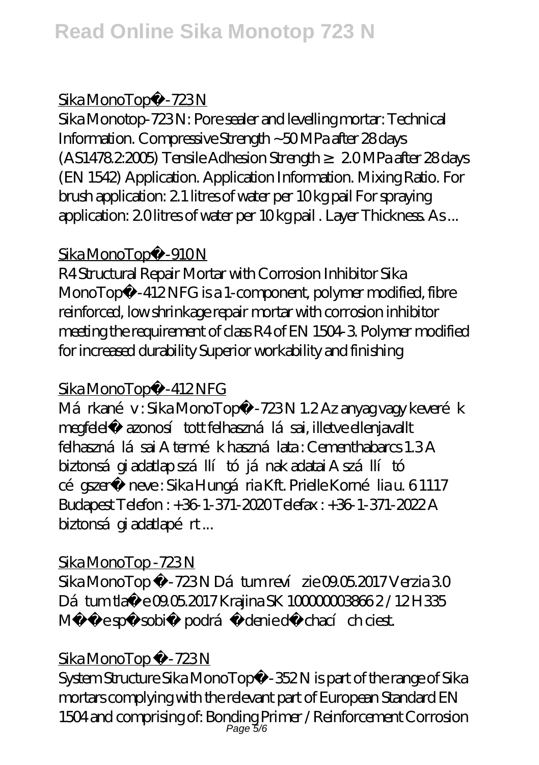## Sika MonoTop®-723 N

Sika Monotop-723 N: Pore sealer and levelling mortar: Technical Information. Compressive Strength ~50 MPa after 28 days (AS1478.2:2005) Tensile Adhesion Strength ≥ 2.0 MPa after 28 days (EN 1542) Application. Application Information. Mixing Ratio. For brush application: 2.1 litres of water per 10 kg pail For spraying application: 2.0 litres of water per 10 kg pail . Layer Thickness. As ...

## Sika MonoTop®-910 N

R4 Structural Repair Mortar with Corrosion Inhibitor Sika MonoTop®-412 NFG is a 1-component, polymer modified, fibre reinforced, low shrinkage repair mortar with corrosion inhibitor meeting the requirement of class R4 of EN 1504-3. Polymer modified for increased durability Superior workability and finishing

## Sika MonoTop®-412 NFG

Márkanév : Sika MonoTop®-723 N 1.2 Az anyag vagy keverék megfelelő azonosított felhasználásai, illetve ellenjavallt felhasználásai A termék használata : Cementhabarcs 1.3 A biztonsági adatlap szállítójának adatai A szállító cégszerű neve : Sika Hungária Kft. Prielle Kornélia u. 6 1117 Budapest Telefon : +36-1-371-2020 Telefax : +36-1-371-2022 A biztonsági adatlapért ...

## Sika MonoTop -723 N

Sika MonoTop ®-723 N Dátum revízie 09.05.2017 Verzia 3.0 Dátum tlače 09.05.2017 Krajina SK 000000003866 2 / 12 H335 Môže spôsobiť podráždenie dýchacích ciest.

## Sika MonoTop ®-723 N

System Structure Sika MonoTop®-352 N is part of the range of Sika mortars complying with the relevant part of European Standard EN 1504 and comprising of: Bonding Primer / Reinforcement Corrosion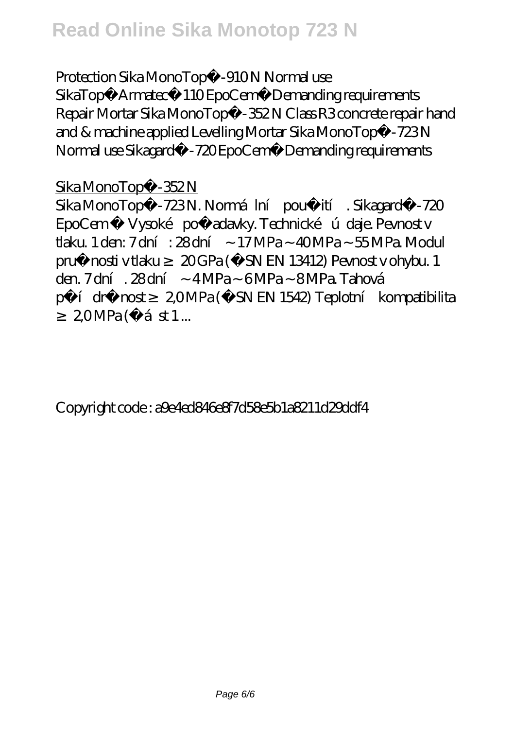Protection Sika MonoTop®-910 N Normal use SikaTop® Armatec® 110 EpoCem® Demanding requirements Repair Mortar Sika MonoTop®-352 N Class R3 concrete repair hand and & machine applied Levelling Mortar Sika MonoTop®-723 N Normal use Sikagard®-720 EpoCem® Demanding requirements

Sika MonoTop®-352 N

Sika MonoTop®-723 N. Normální použití. Sikagard®-720 EpoCem® Vysoké požadavky. Technické údaje. Pevnost v tlaku. 1 den: 7 dní: 28 dní ~ 17 MPa ~ 40 MPa ~ 55 MPa. Modul pružnosti v tlaku ≥ 20 GPa (ČSN EN 13412) Pevnost v ohybu. 1 den. 7 dní. 28 dní ~ 4 MPa ~ 6 MPa ~ 8 MPa. Tahová přídržnost ≥ 2,0 MPa (ČSN EN 1542) Teplotní kompatibilita ≥ 2,0 MPa (část 1 ...

Copyright code : a9e4ed846e8f7d58e5b1a8211d29ddf4